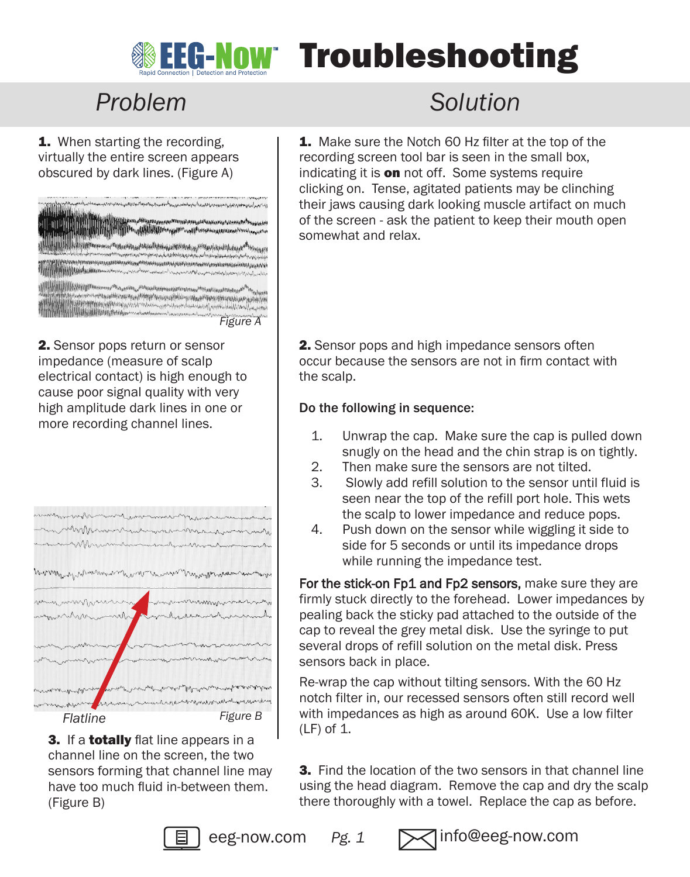# EEG-Now Troubleshooting

Rapid Connection | Detection and Protection

| Problem | Solution |
|---|---|
| **1.** When starting the recording, virtually the entire screen appears obscured by dark lines. (Figure A) | **1.** Make sure the Notch 60 Hz filter at the top of the recording screen tool bar is seen in the small box, indicating it is **on** not off. Some systems require clicking on. Tense, agitated patients may be clinching their jaws causing dark looking muscle artifact on much of the screen - ask the patient to keep their mouth open somewhat and relax. |

*Figure A*

**2.** Sensor pops return or sensor impedance (measure of scalp electrical contact) is high enough to cause poor signal quality with very high amplitude dark lines in one or more recording channel lines.

**2.** Sensor pops and high impedance sensors often occur because the sensors are not in firm contact with the scalp.

**Do the following in sequence:**

1. Unwrap the cap. Make sure the cap is pulled down snugly on the head and the chin strap is on tightly.
2. Then make sure the sensors are not tilted.
3. Slowly add refill solution to the sensor until fluid is seen near the top of the refill port hole. This wets the scalp to lower impedance and reduce pops.
4. Push down on the sensor while wiggling it side to side for 5 seconds or until its impedance drops while running the impedance test.

**For the stick-on Fp1 and Fp2 sensors,** make sure they are firmly stuck directly to the forehead. Lower impedances by pealing back the sticky pad attached to the outside of the cap to reveal the grey metal disk. Use the syringe to put several drops of refill solution on the metal disk. Press sensors back in place.

Re-wrap the cap without tilting sensors. With the 60 Hz notch filter in, our recessed sensors often still record well with impedances as high as around 60K. Use a low filter (LF) of 1.

*Flatline* — *Figure B*

**3.** If a **totally** flat line appears in a channel line on the screen, the two sensors forming that channel line may have too much fluid in-between them. (Figure B)

**3.** Find the location of the two sensors in that channel line using the head diagram. Remove the cap and dry the scalp there thoroughly with a towel. Replace the cap as before.

eeg-now.com | info@eeg-now.com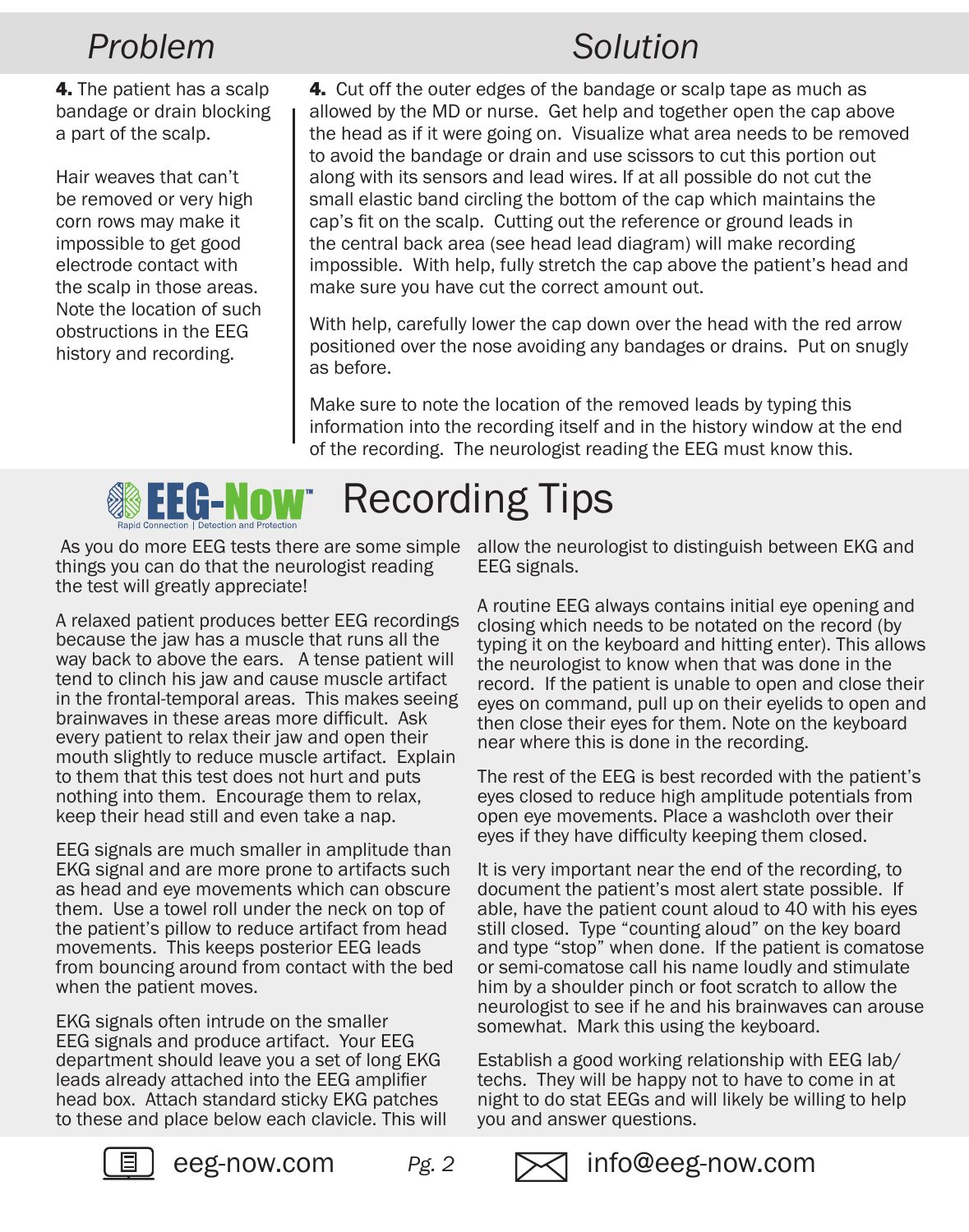| Problem | Solution |
| --- | --- |
| **4.** The patient has a scalp bandage or drain blocking a part of the scalp.<br><br>Hair weaves that can't be removed or very high corn rows may make it impossible to get good electrode contact with the scalp in those areas. Note the location of such obstructions in the EEG history and recording. | **4.** Cut off the outer edges of the bandage or scalp tape as much as allowed by the MD or nurse. Get help and together open the cap above the head as if it were going on. Visualize what area needs to be removed to avoid the bandage or drain and use scissors to cut this portion out along with its sensors and lead wires. If at all possible do not cut the small elastic band circling the bottom of the cap which maintains the cap's fit on the scalp. Cutting out the reference or ground leads in the central back area (see head lead diagram) will make recording impossible. With help, fully stretch the cap above the patient's head and make sure you have cut the correct amount out.<br><br>With help, carefully lower the cap down over the head with the red arrow positioned over the nose avoiding any bandages or drains. Put on snugly as before.<br><br>Make sure to note the location of the removed leads by typing this information into the recording itself and in the history window at the end of the recording. The neurologist reading the EEG must know this. |

# EEG-Now™ Recording Tips

Rapid Connection | Detection and Protection

As you do more EEG tests there are some simple things you can do that the neurologist reading the test will greatly appreciate!

A relaxed patient produces better EEG recordings because the jaw has a muscle that runs all the way back to above the ears. A tense patient will tend to clinch his jaw and cause muscle artifact in the frontal-temporal areas. This makes seeing brainwaves in these areas more difficult. Ask every patient to relax their jaw and open their mouth slightly to reduce muscle artifact. Explain to them that this test does not hurt and puts nothing into them. Encourage them to relax, keep their head still and even take a nap.

EEG signals are much smaller in amplitude than EKG signal and are more prone to artifacts such as head and eye movements which can obscure them. Use a towel roll under the neck on top of the patient's pillow to reduce artifact from head movements. This keeps posterior EEG leads from bouncing around from contact with the bed when the patient moves.

EKG signals often intrude on the smaller EEG signals and produce artifact. Your EEG department should leave you a set of long EKG leads already attached into the EEG amplifier head box. Attach standard sticky EKG patches to these and place below each clavicle. This will allow the neurologist to distinguish between EKG and EEG signals.

A routine EEG always contains initial eye opening and closing which needs to be notated on the record (by typing it on the keyboard and hitting enter). This allows the neurologist to know when that was done in the record. If the patient is unable to open and close their eyes on command, pull up on their eyelids to open and then close their eyes for them. Note on the keyboard near where this is done in the recording.

The rest of the EEG is best recorded with the patient's eyes closed to reduce high amplitude potentials from open eye movements. Place a washcloth over their eyes if they have difficulty keeping them closed.

It is very important near the end of the recording, to document the patient's most alert state possible. If able, have the patient count aloud to 40 with his eyes still closed. Type "counting aloud" on the key board and type "stop" when done. If the patient is comatose or semi-comatose call his name loudly and stimulate him by a shoulder pinch or foot scratch to allow the neurologist to see if he and his brainwaves can arouse somewhat. Mark this using the keyboard.

Establish a good working relationship with EEG lab/techs. They will be happy not to have to come in at night to do stat EEGs and will likely be willing to help you and answer questions.

eeg-now.com  info@eeg-now.com